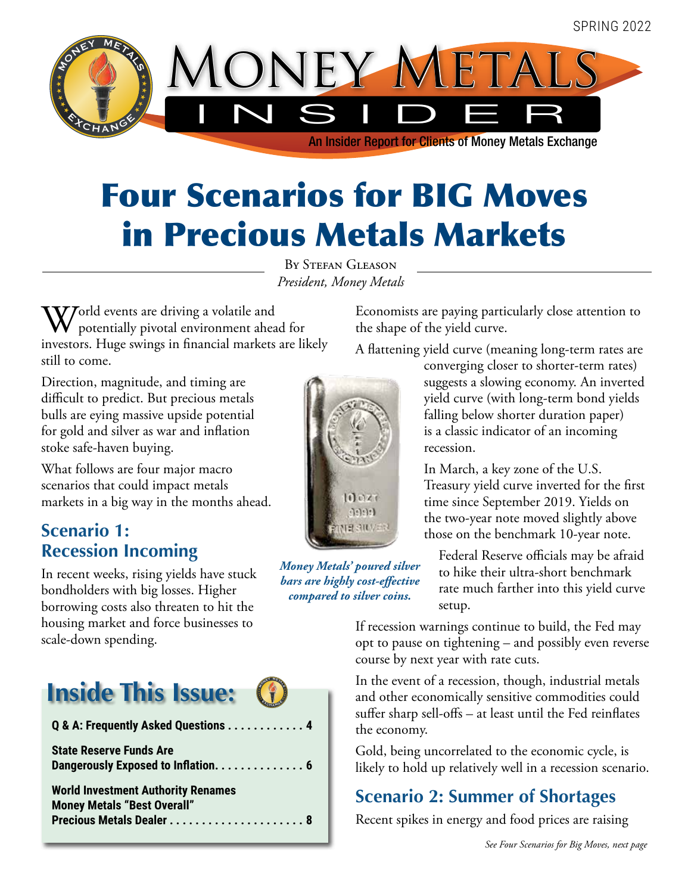SPRING 2022

# Money Metals Insider

An Insider Report for Clients of Money Metals Exchange

# Four Scenarios for BIG Moves in Precious Metals Markets

By Stefan Gleason
*President, Money Metals*

World events are driving a volatile and potentially pivotal environment ahead for investors. Huge swings in financial markets are likely still to come.

Direction, magnitude, and timing are difficult to predict. But precious metals bulls are eying massive upside potential for gold and silver as war and inflation stoke safe-haven buying.

What follows are four major macro scenarios that could impact metals markets in a big way in the months ahead.

## Scenario 1: Recession Incoming

In recent weeks, rising yields have stuck bondholders with big losses. Higher borrowing costs also threaten to hit the housing market and force businesses to scale-down spending.

Economists are paying particularly close attention to the shape of the yield curve.

A flattening yield curve (meaning long-term rates are converging closer to shorter-term rates) suggests a slowing economy. An inverted yield curve (with long-term bond yields falling below shorter duration paper) is a classic indicator of an incoming recession.

*Money Metals' poured silver bars are highly cost-effective compared to silver coins.*

In March, a key zone of the U.S. Treasury yield curve inverted for the first time since September 2019. Yields on the two-year note moved slightly above those on the benchmark 10-year note.

Federal Reserve officials may be afraid to hike their ultra-short benchmark rate much farther into this yield curve setup.

If recession warnings continue to build, the Fed may opt to pause on tightening – and possibly even reverse course by next year with rate cuts.

In the event of a recession, though, industrial metals and other economically sensitive commodities could suffer sharp sell-offs – at least until the Fed reinflates the economy.

Gold, being uncorrelated to the economic cycle, is likely to hold up relatively well in a recession scenario.

## Scenario 2: Summer of Shortages

Recent spikes in energy and food prices are raising

*See Four Scenarios for Big Moves, next page*

## Inside This Issue:

**Q & A: Frequently Asked Questions . . . . . . . . . . . . 4**

**State Reserve Funds Are Dangerously Exposed to Inflation. . . . . . . . . . . . . . 6**

**World Investment Authority Renames Money Metals "Best Overall" Precious Metals Dealer . . . . . . . . . . . . . . . . . . . . . 8**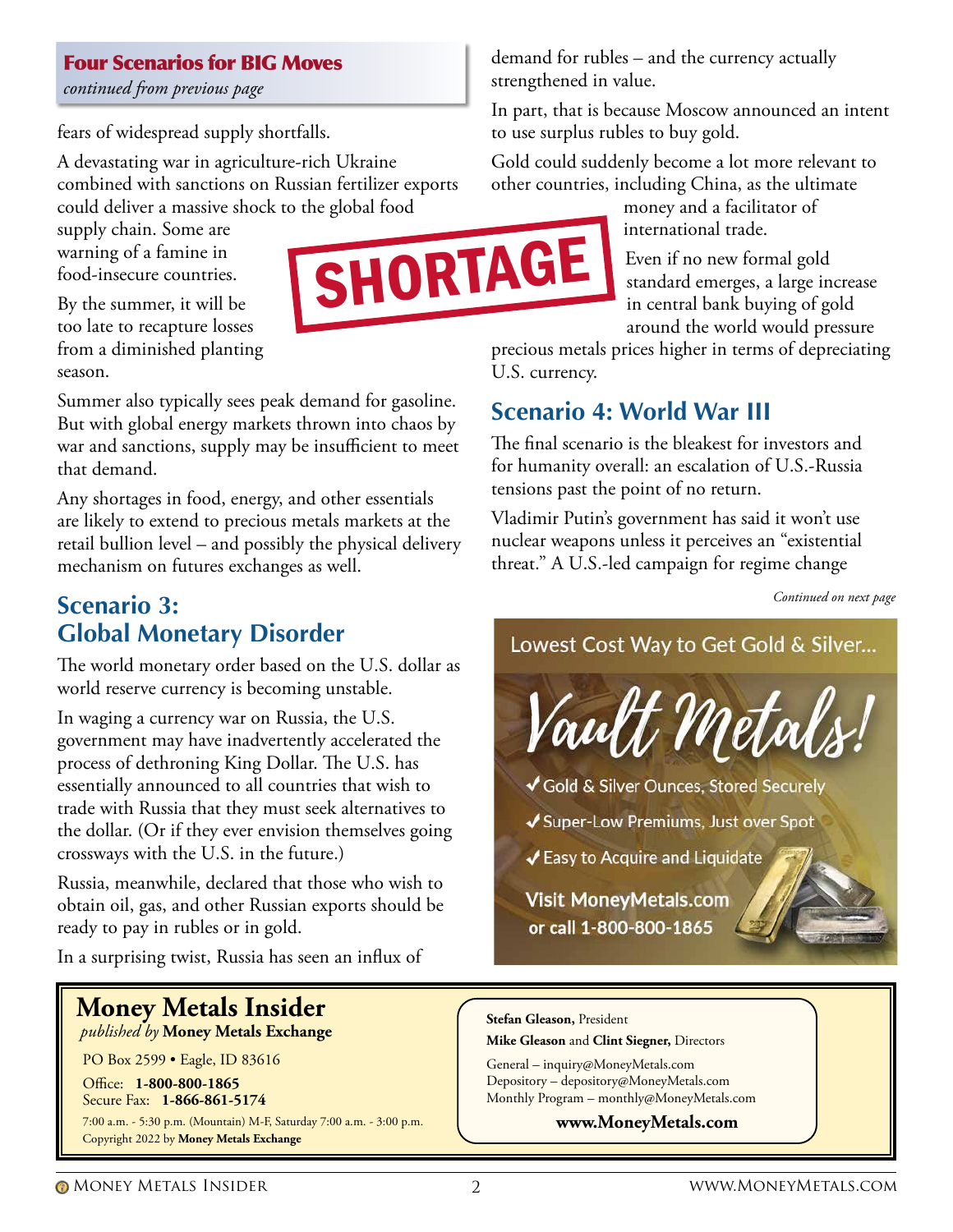**Four Scenarios for BIG Moves**
*continued from previous page*

fears of widespread supply shortfalls.

A devastating war in agriculture-rich Ukraine combined with sanctions on Russian fertilizer exports could deliver a massive shock to the global food supply chain. Some are warning of a famine in food-insecure countries.

SHORTAGE

By the summer, it will be too late to recapture losses from a diminished planting season.

Summer also typically sees peak demand for gasoline. But with global energy markets thrown into chaos by war and sanctions, supply may be insufficient to meet that demand.

Any shortages in food, energy, and other essentials are likely to extend to precious metals markets at the retail bullion level – and possibly the physical delivery mechanism on futures exchanges as well.

## Scenario 3: Global Monetary Disorder

The world monetary order based on the U.S. dollar as world reserve currency is becoming unstable.

In waging a currency war on Russia, the U.S. government may have inadvertently accelerated the process of dethroning King Dollar. The U.S. has essentially announced to all countries that wish to trade with Russia that they must seek alternatives to the dollar. (Or if they ever envision themselves going crossways with the U.S. in the future.)

Russia, meanwhile, declared that those who wish to obtain oil, gas, and other Russian exports should be ready to pay in rubles or in gold.

In a surprising twist, Russia has seen an influx of demand for rubles – and the currency actually strengthened in value.

In part, that is because Moscow announced an intent to use surplus rubles to buy gold.

Gold could suddenly become a lot more relevant to other countries, including China, as the ultimate money and a facilitator of international trade.

Even if no new formal gold standard emerges, a large increase in central bank buying of gold around the world would pressure precious metals prices higher in terms of depreciating U.S. currency.

## Scenario 4: World War III

The final scenario is the bleakest for investors and for humanity overall: an escalation of U.S.-Russia tensions past the point of no return.

Vladimir Putin's government has said it won't use nuclear weapons unless it perceives an "existential threat." A U.S.-led campaign for regime change

*Continued on next page*

Lowest Cost Way to Get Gold & Silver...

*Vault Metals!*

✔ Gold & Silver Ounces, Stored Securely
✔ Super-Low Premiums, Just over Spot
✔ Easy to Acquire and Liquidate

**Visit MoneyMetals.com or call 1-800-800-1865**

---

**Money Metals Insider**
*published by* **Money Metals Exchange**

PO Box 2599 • Eagle, ID 83616

Office: **1-800-800-1865**
Secure Fax: **1-866-861-5174**

7:00 a.m. - 5:30 p.m. (Mountain) M-F, Saturday 7:00 a.m. - 3:00 p.m.
Copyright 2022 by **Money Metals Exchange**

**Stefan Gleason,** President
**Mike Gleason** and **Clint Siegner,** Directors

General – inquiry@MoneyMetals.com
Depository – depository@MoneyMetals.com
Monthly Program – monthly@MoneyMetals.com

**www.MoneyMetals.com**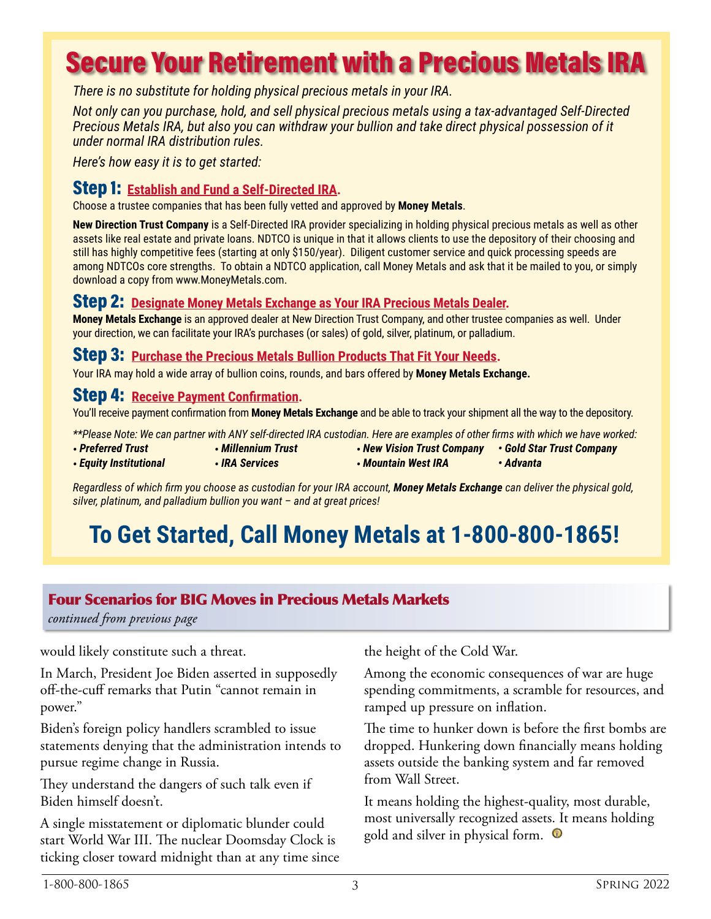# Secure Your Retirement with a Precious Metals IRA

*There is no substitute for holding physical precious metals in your IRA.*

*Not only can you purchase, hold, and sell physical precious metals using a tax-advantaged Self-Directed Precious Metals IRA, but also you can withdraw your bullion and take direct physical possession of it under normal IRA distribution rules.*

*Here's how easy it is to get started:*

## Step 1: Establish and Fund a Self-Directed IRA.

Choose a trustee companies that has been fully vetted and approved by **Money Metals**.

**New Direction Trust Company** is a Self-Directed IRA provider specializing in holding physical precious metals as well as other assets like real estate and private loans. NDTCO is unique in that it allows clients to use the depository of their choosing and still has highly competitive fees (starting at only $150/year). Diligent customer service and quick processing speeds are among NDTCOs core strengths. To obtain a NDTCO application, call Money Metals and ask that it be mailed to you, or simply download a copy from www.MoneyMetals.com.

## Step 2: Designate Money Metals Exchange as Your IRA Precious Metals Dealer.

**Money Metals Exchange** is an approved dealer at New Direction Trust Company, and other trustee companies as well. Under your direction, we can facilitate your IRA's purchases (or sales) of gold, silver, platinum, or palladium.

## Step 3: Purchase the Precious Metals Bullion Products That Fit Your Needs.

Your IRA may hold a wide array of bullion coins, rounds, and bars offered by **Money Metals Exchange.**

## Step 4: Receive Payment Confirmation.

You'll receive payment confirmation from **Money Metals Exchange** and be able to track your shipment all the way to the depository.

*\*\*Please Note: We can partner with ANY self-directed IRA custodian. Here are examples of other firms with which we have worked:*

- ***Preferred Trust***
- ***Millennium Trust***
- ***New Vision Trust Company***
- ***Gold Star Trust Company***
- ***Equity Institutional***
- ***IRA Services***
- ***Mountain West IRA***
- ***Advanta***

*Regardless of which firm you choose as custodian for your IRA account, **Money Metals Exchange** can deliver the physical gold, silver, platinum, and palladium bullion you want – and at great prices!*

## To Get Started, Call Money Metals at 1-800-800-1865!

## Four Scenarios for BIG Moves in Precious Metals Markets

*continued from previous page*

would likely constitute such a threat.

In March, President Joe Biden asserted in supposedly off-the-cuff remarks that Putin "cannot remain in power."

Biden's foreign policy handlers scrambled to issue statements denying that the administration intends to pursue regime change in Russia.

They understand the dangers of such talk even if Biden himself doesn't.

A single misstatement or diplomatic blunder could start World War III. The nuclear Doomsday Clock is ticking closer toward midnight than at any time since the height of the Cold War.

Among the economic consequences of war are huge spending commitments, a scramble for resources, and ramped up pressure on inflation.

The time to hunker down is before the first bombs are dropped. Hunkering down financially means holding assets outside the banking system and far removed from Wall Street.

It means holding the highest-quality, most durable, most universally recognized assets. It means holding gold and silver in physical form.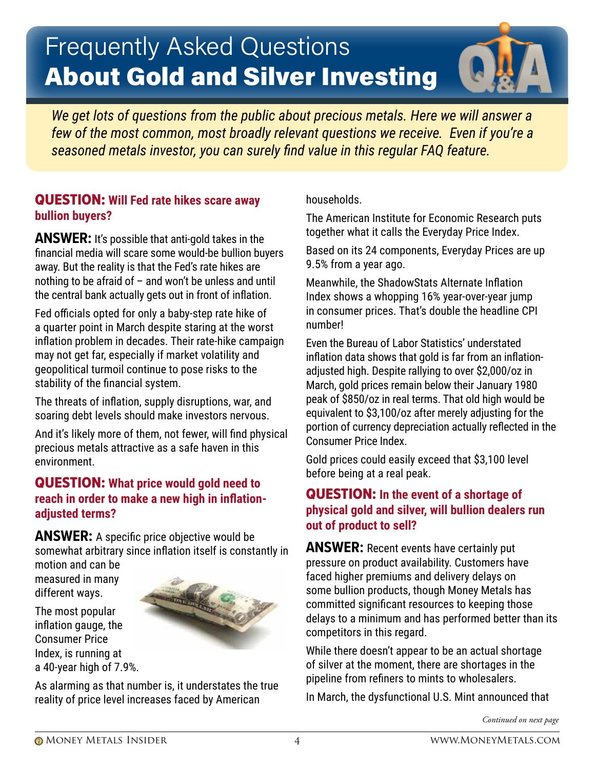# Frequently Asked Questions
# About Gold and Silver Investing

*We get lots of questions from the public about precious metals. Here we will answer a few of the most common, most broadly relevant questions we receive. Even if you're a seasoned metals investor, you can surely find value in this regular FAQ feature.*

**QUESTION: Will Fed rate hikes scare away bullion buyers?**

**ANSWER:** It's possible that anti-gold takes in the financial media will scare some would-be bullion buyers away. But the reality is that the Fed's rate hikes are nothing to be afraid of – and won't be unless and until the central bank actually gets out in front of inflation.

Fed officials opted for only a baby-step rate hike of a quarter point in March despite staring at the worst inflation problem in decades. Their rate-hike campaign may not get far, especially if market volatility and geopolitical turmoil continue to pose risks to the stability of the financial system.

The threats of inflation, supply disruptions, war, and soaring debt levels should make investors nervous.

And it's likely more of them, not fewer, will find physical precious metals attractive as a safe haven in this environment.

**QUESTION: What price would gold need to reach in order to make a new high in inflation-adjusted terms?**

**ANSWER:** A specific price objective would be somewhat arbitrary since inflation itself is constantly in motion and can be measured in many different ways.

The most popular inflation gauge, the Consumer Price Index, is running at a 40-year high of 7.9%.

As alarming as that number is, it understates the true reality of price level increases faced by American households.

The American Institute for Economic Research puts together what it calls the Everyday Price Index.

Based on its 24 components, Everyday Prices are up 9.5% from a year ago.

Meanwhile, the ShadowStats Alternate Inflation Index shows a whopping 16% year-over-year jump in consumer prices. That's double the headline CPI number!

Even the Bureau of Labor Statistics' understated inflation data shows that gold is far from an inflation-adjusted high. Despite rallying to over $2,000/oz in March, gold prices remain below their January 1980 peak of $850/oz in real terms. That old high would be equivalent to $3,100/oz after merely adjusting for the portion of currency depreciation actually reflected in the Consumer Price Index.

Gold prices could easily exceed that $3,100 level before being at a real peak.

**QUESTION: In the event of a shortage of physical gold and silver, will bullion dealers run out of product to sell?**

**ANSWER:** Recent events have certainly put pressure on product availability. Customers have faced higher premiums and delivery delays on some bullion products, though Money Metals has committed significant resources to keeping those delays to a minimum and has performed better than its competitors in this regard.

While there doesn't appear to be an actual shortage of silver at the moment, there are shortages in the pipeline from refiners to mints to wholesalers.

In March, the dysfunctional U.S. Mint announced that

*Continued on next page*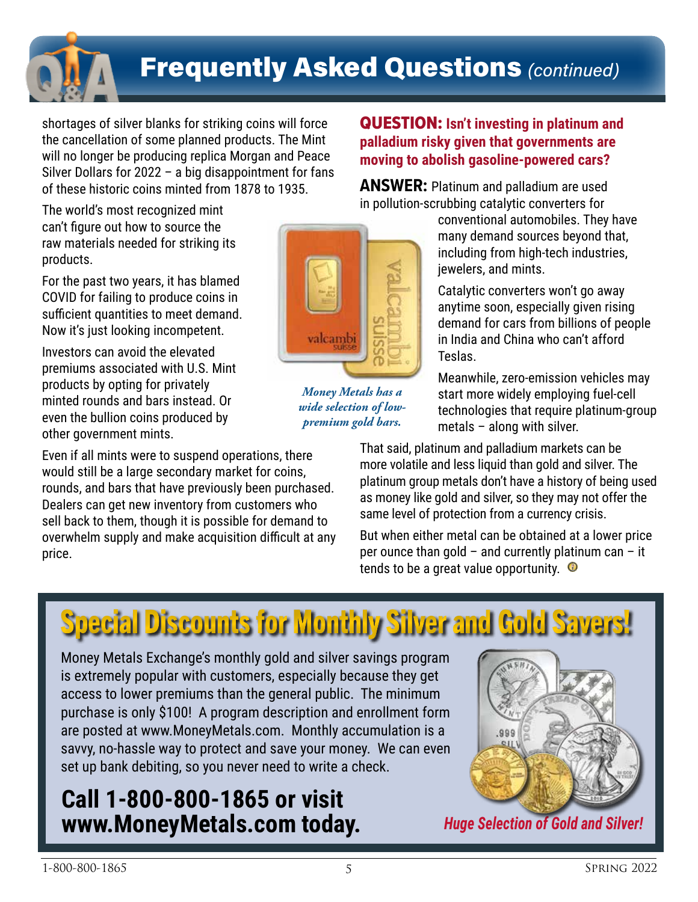## Frequently Asked Questions *(continued)*

shortages of silver blanks for striking coins will force the cancellation of some planned products. The Mint will no longer be producing replica Morgan and Peace Silver Dollars for 2022 – a big disappointment for fans of these historic coins minted from 1878 to 1935.

The world's most recognized mint can't figure out how to source the raw materials needed for striking its products.

For the past two years, it has blamed COVID for failing to produce coins in sufficient quantities to meet demand. Now it's just looking incompetent.

Investors can avoid the elevated premiums associated with U.S. Mint products by opting for privately minted rounds and bars instead. Or even the bullion coins produced by other government mints.

Even if all mints were to suspend operations, there would still be a large secondary market for coins, rounds, and bars that have previously been purchased. Dealers can get new inventory from customers who sell back to them, though it is possible for demand to overwhelm supply and make acquisition difficult at any price.

*Money Metals has a wide selection of low-premium gold bars.*

**QUESTION: Isn't investing in platinum and palladium risky given that governments are moving to abolish gasoline-powered cars?**

**ANSWER:** Platinum and palladium are used in pollution-scrubbing catalytic converters for conventional automobiles. They have many demand sources beyond that, including from high-tech industries, jewelers, and mints.

Catalytic converters won't go away anytime soon, especially given rising demand for cars from billions of people in India and China who can't afford Teslas.

Meanwhile, zero-emission vehicles may start more widely employing fuel-cell technologies that require platinum-group metals – along with silver.

That said, platinum and palladium markets can be more volatile and less liquid than gold and silver. The platinum group metals don't have a history of being used as money like gold and silver, so they may not offer the same level of protection from a currency crisis.

But when either metal can be obtained at a lower price per ounce than gold – and currently platinum can – it tends to be a great value opportunity.

## Special Discounts for Monthly Silver and Gold Savers!

Money Metals Exchange's monthly gold and silver savings program is extremely popular with customers, especially because they get access to lower premiums than the general public. The minimum purchase is only $100! A program description and enrollment form are posted at www.MoneyMetals.com. Monthly accumulation is a savvy, no-hassle way to protect and save your money. We can even set up bank debiting, so you never need to write a check.

**Call 1-800-800-1865 or visit www.MoneyMetals.com today.**

*Huge Selection of Gold and Silver!*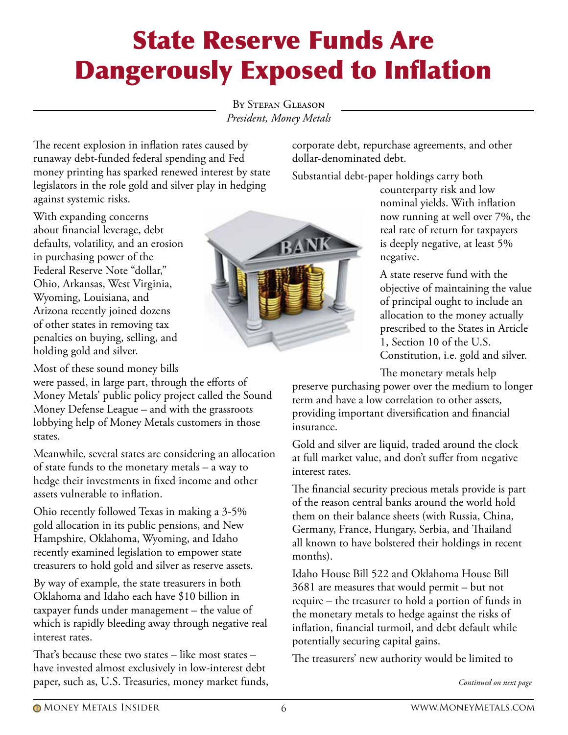# State Reserve Funds Are Dangerously Exposed to Inflation

By Stefan Gleason
*President, Money Metals*

The recent explosion in inflation rates caused by runaway debt-funded federal spending and Fed money printing has sparked renewed interest by state legislators in the role gold and silver play in hedging against systemic risks.

With expanding concerns about financial leverage, debt defaults, volatility, and an erosion in purchasing power of the Federal Reserve Note "dollar," Ohio, Arkansas, West Virginia, Wyoming, Louisiana, and Arizona recently joined dozens of other states in removing tax penalties on buying, selling, and holding gold and silver.

Most of these sound money bills were passed, in large part, through the efforts of Money Metals' public policy project called the Sound Money Defense League – and with the grassroots lobbying help of Money Metals customers in those states.

Meanwhile, several states are considering an allocation of state funds to the monetary metals – a way to hedge their investments in fixed income and other assets vulnerable to inflation.

Ohio recently followed Texas in making a 3-5% gold allocation in its public pensions, and New Hampshire, Oklahoma, Wyoming, and Idaho recently examined legislation to empower state treasurers to hold gold and silver as reserve assets.

By way of example, the state treasurers in both Oklahoma and Idaho each have $10 billion in taxpayer funds under management – the value of which is rapidly bleeding away through negative real interest rates.

That's because these two states – like most states – have invested almost exclusively in low-interest debt paper, such as, U.S. Treasuries, money market funds, corporate debt, repurchase agreements, and other dollar-denominated debt.

Substantial debt-paper holdings carry both counterparty risk and low nominal yields. With inflation now running at well over 7%, the real rate of return for taxpayers is deeply negative, at least 5% negative.

A state reserve fund with the objective of maintaining the value of principal ought to include an allocation to the money actually prescribed to the States in Article 1, Section 10 of the U.S. Constitution, i.e. gold and silver.

The monetary metals help preserve purchasing power over the medium to longer term and have a low correlation to other assets, providing important diversification and financial insurance.

Gold and silver are liquid, traded around the clock at full market value, and don't suffer from negative interest rates.

The financial security precious metals provide is part of the reason central banks around the world hold them on their balance sheets (with Russia, China, Germany, France, Hungary, Serbia, and Thailand all known to have bolstered their holdings in recent months).

Idaho House Bill 522 and Oklahoma House Bill 3681 are measures that would permit – but not require – the treasurer to hold a portion of funds in the monetary metals to hedge against the risks of inflation, financial turmoil, and debt default while potentially securing capital gains.

The treasurers' new authority would be limited to

*Continued on next page*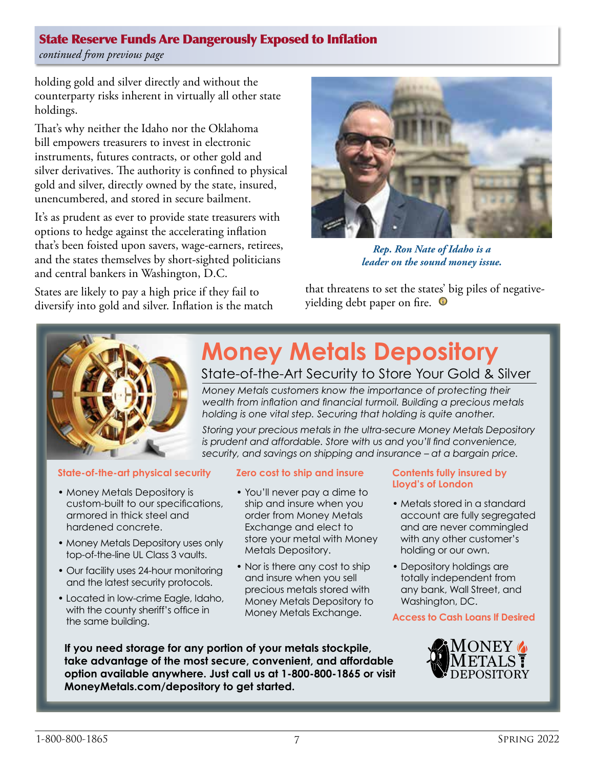## State Reserve Funds Are Dangerously Exposed to Inflation

*continued from previous page*

holding gold and silver directly and without the counterparty risks inherent in virtually all other state holdings.

That's why neither the Idaho nor the Oklahoma bill empowers treasurers to invest in electronic instruments, futures contracts, or other gold and silver derivatives. The authority is confined to physical gold and silver, directly owned by the state, insured, unencumbered, and stored in secure bailment.

It's as prudent as ever to provide state treasurers with options to hedge against the accelerating inflation that's been foisted upon savers, wage-earners, retirees, and the states themselves by short-sighted politicians and central bankers in Washington, D.C.

States are likely to pay a high price if they fail to diversify into gold and silver. Inflation is the match that threatens to set the states' big piles of negative-yielding debt paper on fire.

*Rep. Ron Nate of Idaho is a leader on the sound money issue.*

# Money Metals Depository

## State-of-the-Art Security to Store Your Gold & Silver

*Money Metals customers know the importance of protecting their wealth from inflation and financial turmoil. Building a precious metals holding is one vital step. Securing that holding is quite another.*

*Storing your precious metals in the ultra-secure Money Metals Depository is prudent and affordable. Store with us and you'll find convenience, security, and savings on shipping and insurance – at a bargain price.*

### State-of-the-art physical security

- Money Metals Depository is custom-built to our specifications, armored in thick steel and hardened concrete.
- Money Metals Depository uses only top-of-the-line UL Class 3 vaults.
- Our facility uses 24-hour monitoring and the latest security protocols.
- Located in low-crime Eagle, Idaho, with the county sheriff's office in the same building.

### Zero cost to ship and insure

- You'll never pay a dime to ship and insure when you order from Money Metals Exchange and elect to store your metal with Money Metals Depository.
- Nor is there any cost to ship and insure when you sell precious metals stored with Money Metals Depository to Money Metals Exchange.

### Contents fully insured by Lloyd's of London

- Metals stored in a standard account are fully segregated and are never commingled with any other customer's holding or our own.
- Depository holdings are totally independent from any bank, Wall Street, and Washington, DC.

### Access to Cash Loans If Desired

**If you need storage for any portion of your metals stockpile, take advantage of the most secure, convenient, and affordable option available anywhere. Just call us at 1-800-800-1865 or visit MoneyMetals.com/depository to get started.**

MONEY METALS DEPOSITORY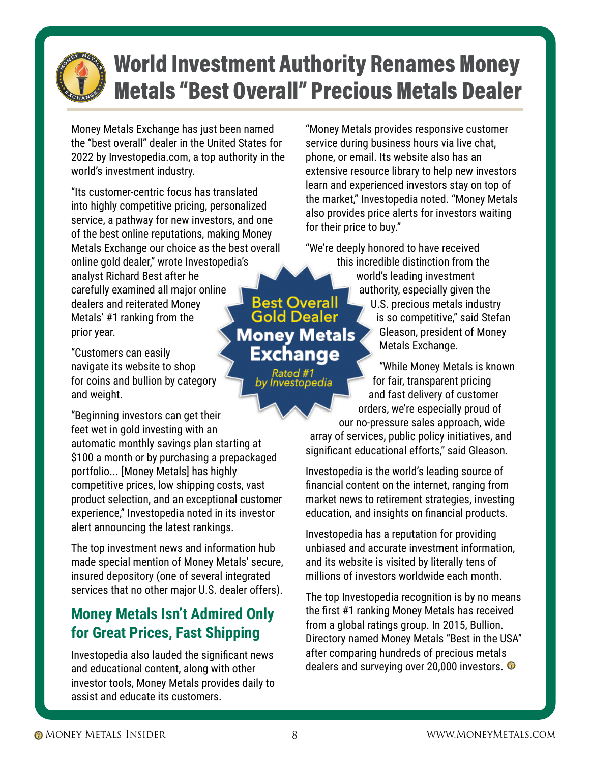# World Investment Authority Renames Money Metals "Best Overall" Precious Metals Dealer

Money Metals Exchange has just been named the "best overall" dealer in the United States for 2022 by Investopedia.com, a top authority in the world's investment industry.

"Its customer-centric focus has translated into highly competitive pricing, personalized service, a pathway for new investors, and one of the best online reputations, making Money Metals Exchange our choice as the best overall online gold dealer," wrote Investopedia's analyst Richard Best after he carefully examined all major online dealers and reiterated Money Metals' #1 ranking from the prior year.

"Customers can easily navigate its website to shop for coins and bullion by category and weight.

"Beginning investors can get their feet wet in gold investing with an automatic monthly savings plan starting at $100 a month or by purchasing a prepackaged portfolio... [Money Metals] has highly competitive prices, low shipping costs, vast product selection, and an exceptional customer experience," Investopedia noted in its investor alert announcing the latest rankings.

The top investment news and information hub made special mention of Money Metals' secure, insured depository (one of several integrated services that no other major U.S. dealer offers).

Best Overall Gold Dealer
Money Metals Exchange
*Rated #1 by Investopedia*

## Money Metals Isn't Admired Only for Great Prices, Fast Shipping

Investopedia also lauded the significant news and educational content, along with other investor tools, Money Metals provides daily to assist and educate its customers.

"Money Metals provides responsive customer service during business hours via live chat, phone, or email. Its website also has an extensive resource library to help new investors learn and experienced investors stay on top of the market," Investopedia noted. "Money Metals also provides price alerts for investors waiting for their price to buy."

"We're deeply honored to have received this incredible distinction from the world's leading investment authority, especially given the U.S. precious metals industry is so competitive," said Stefan Gleason, president of Money Metals Exchange.

"While Money Metals is known for fair, transparent pricing and fast delivery of customer orders, we're especially proud of our no-pressure sales approach, wide array of services, public policy initiatives, and significant educational efforts," said Gleason.

Investopedia is the world's leading source of financial content on the internet, ranging from market news to retirement strategies, investing education, and insights on financial products.

Investopedia has a reputation for providing unbiased and accurate investment information, and its website is visited by literally tens of millions of investors worldwide each month.

The top Investopedia recognition is by no means the first #1 ranking Money Metals has received from a global ratings group. In 2015, Bullion. Directory named Money Metals "Best in the USA" after comparing hundreds of precious metals dealers and surveying over 20,000 investors.